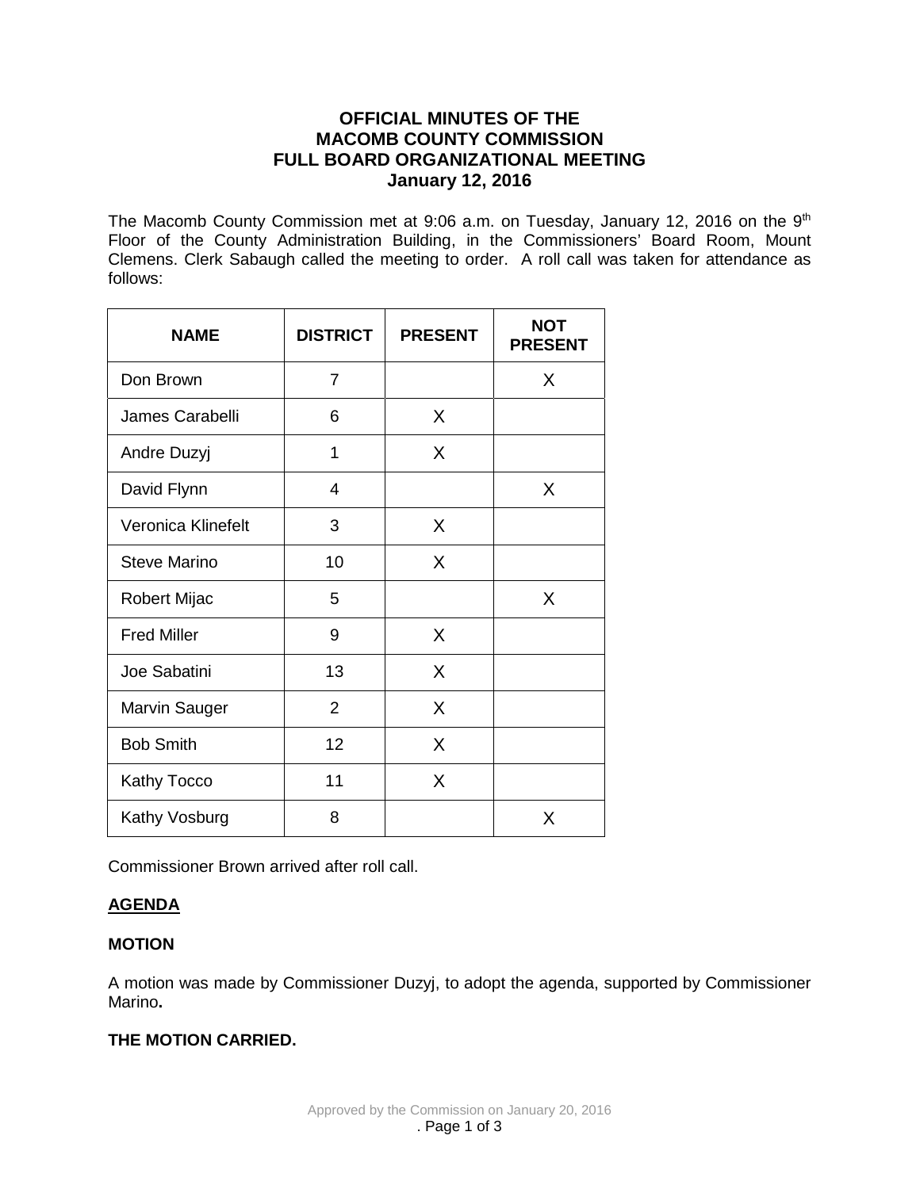**OFFICIAL MINUTES OF THE**
**MACOMB COUNTY COMMISSION**
**FULL BOARD ORGANIZATIONAL MEETING**
**January 12, 2016**

The Macomb County Commission met at 9:06 a.m. on Tuesday, January 12, 2016 on the 9th Floor of the County Administration Building, in the Commissioners' Board Room, Mount Clemens. Clerk Sabaugh called the meeting to order. A roll call was taken for attendance as follows:

| NAME | DISTRICT | PRESENT | NOT PRESENT |
|---|---|---|---|
| Don Brown | 7 | | X |
| James Carabelli | 6 | X | |
| Andre Duzyj | 1 | X | |
| David Flynn | 4 | | X |
| Veronica Klinefelt | 3 | X | |
| Steve Marino | 10 | X | |
| Robert Mijac | 5 | | X |
| Fred Miller | 9 | X | |
| Joe Sabatini | 13 | X | |
| Marvin Sauger | 2 | X | |
| Bob Smith | 12 | X | |
| Kathy Tocco | 11 | X | |
| Kathy Vosburg | 8 | | X |

Commissioner Brown arrived after roll call.

**AGENDA**

**MOTION**

A motion was made by Commissioner Duzyj, to adopt the agenda, supported by Commissioner Marino**.**

**THE MOTION CARRIED.**

Approved by the Commission on January 20, 2016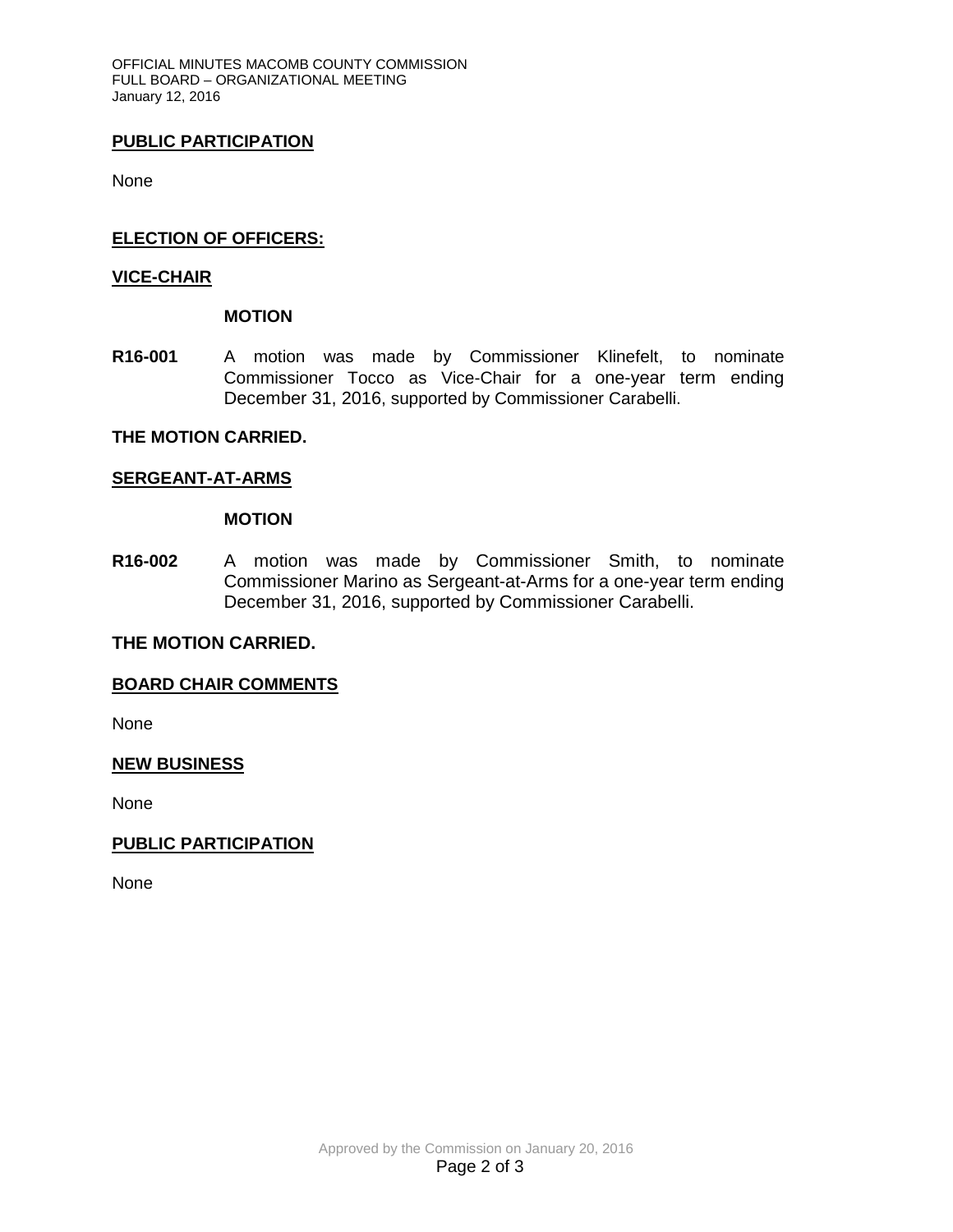## PUBLIC PARTICIPATION

None

## ELECTION OF OFFICERS:

### VICE-CHAIR

**MOTION**

**R16-001** A motion was made by Commissioner Klinefelt, to nominate Commissioner Tocco as Vice-Chair for a one-year term ending December 31, 2016, supported by Commissioner Carabelli.

**THE MOTION CARRIED.**

### SERGEANT-AT-ARMS

**MOTION**

**R16-002** A motion was made by Commissioner Smith, to nominate Commissioner Marino as Sergeant-at-Arms for a one-year term ending December 31, 2016, supported by Commissioner Carabelli.

**THE MOTION CARRIED.**

## BOARD CHAIR COMMENTS

None

## NEW BUSINESS

None

## PUBLIC PARTICIPATION

None

Approved by the Commission on January 20, 2016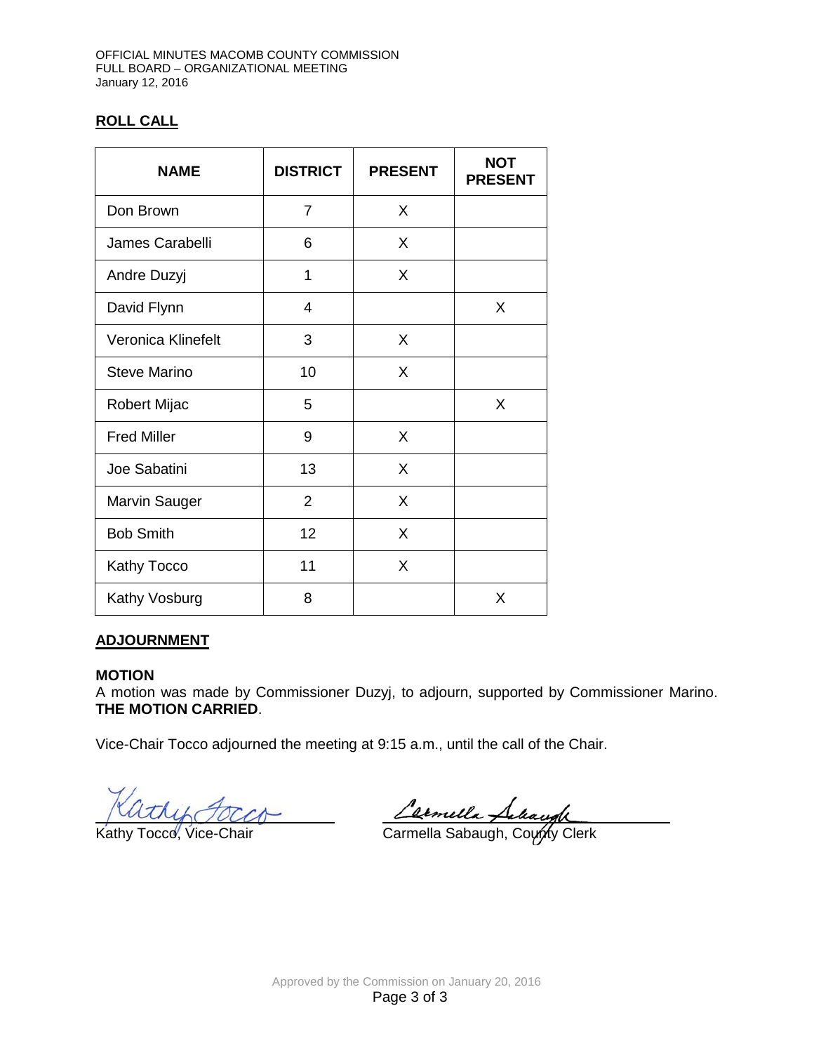## ROLL CALL

| NAME | DISTRICT | PRESENT | NOT PRESENT |
|---|---|---|---|
| Don Brown | 7 | X | |
| James Carabelli | 6 | X | |
| Andre Duzyj | 1 | X | |
| David Flynn | 4 | | X |
| Veronica Klinefelt | 3 | X | |
| Steve Marino | 10 | X | |
| Robert Mijac | 5 | | X |
| Fred Miller | 9 | X | |
| Joe Sabatini | 13 | X | |
| Marvin Sauger | 2 | X | |
| Bob Smith | 12 | X | |
| Kathy Tocco | 11 | X | |
| Kathy Vosburg | 8 | | X |

## ADJOURNMENT

**MOTION**
A motion was made by Commissioner Duzyj, to adjourn, supported by Commissioner Marino. **THE MOTION CARRIED**.

Vice-Chair Tocco adjourned the meeting at 9:15 a.m., until the call of the Chair.

Kathy Tocco, Vice-Chair

Carmella Sabaugh, County Clerk

Approved by the Commission on January 20, 2016